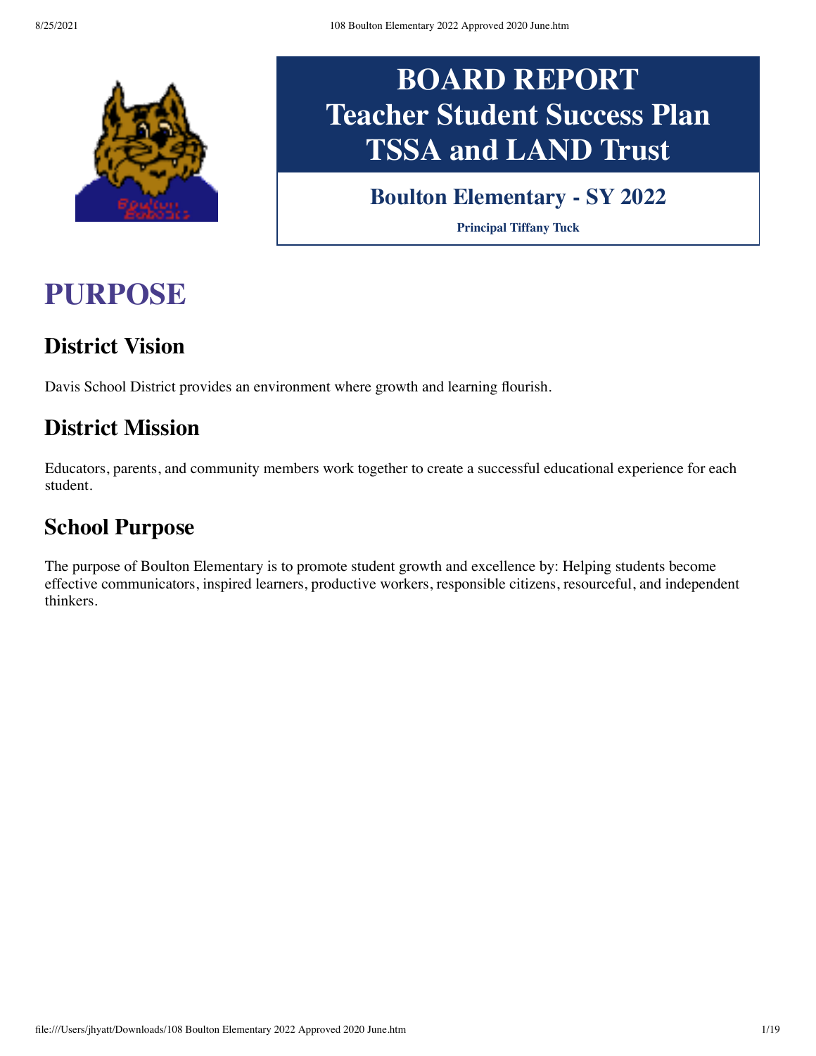# BOARD REPORT
# Teacher Student Success Plan
# TSSA and LAND Trust

## Boulton Elementary - SY 2022

**Principal Tiffany Tuck**

# PURPOSE

## District Vision

Davis School District provides an environment where growth and learning flourish.

## District Mission

Educators, parents, and community members work together to create a successful educational experience for each student.

## School Purpose

The purpose of Boulton Elementary is to promote student growth and excellence by: Helping students become effective communicators, inspired learners, productive workers, responsible citizens, resourceful, and independent thinkers.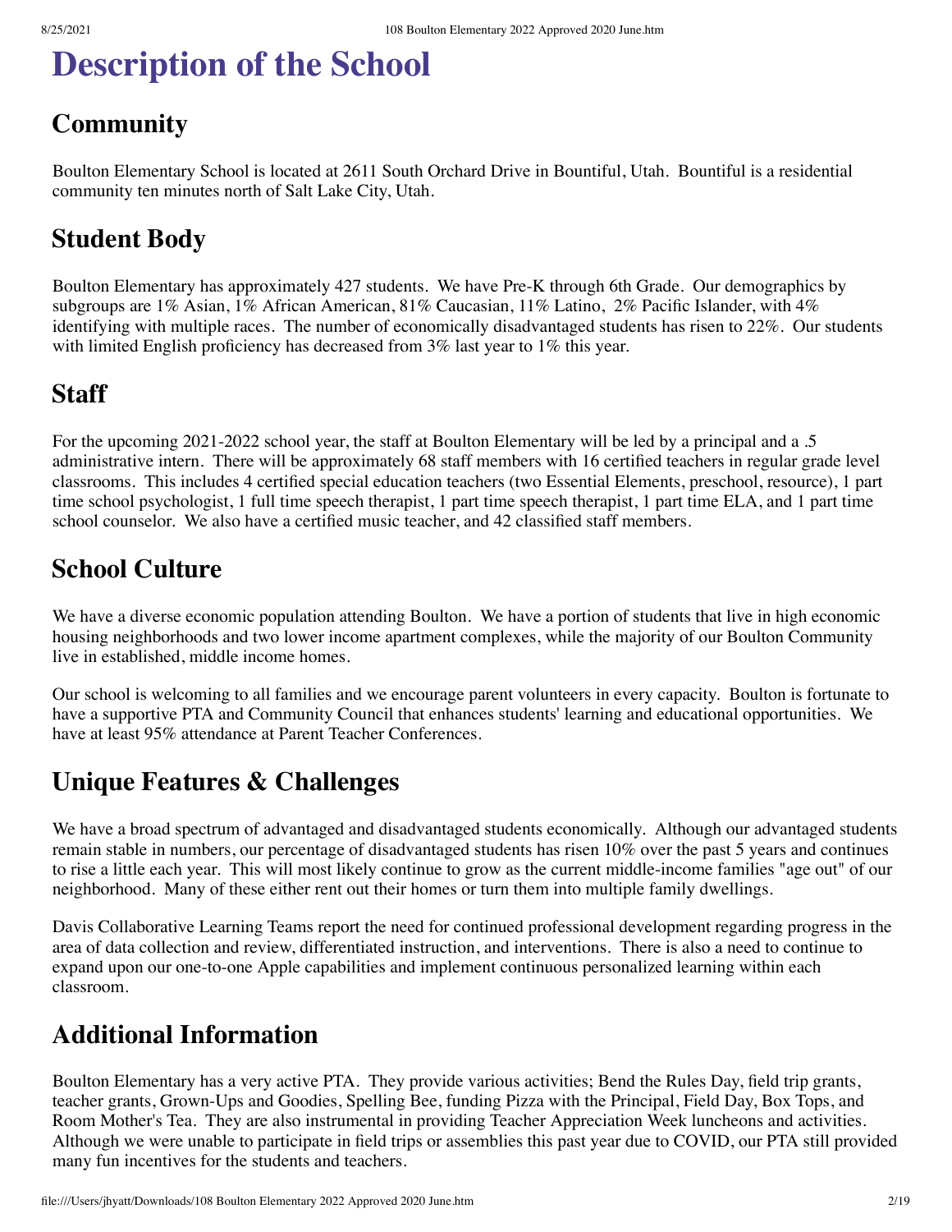# Description of the School

## Community

Boulton Elementary School is located at 2611 South Orchard Drive in Bountiful, Utah. Bountiful is a residential community ten minutes north of Salt Lake City, Utah.

## Student Body

Boulton Elementary has approximately 427 students. We have Pre-K through 6th Grade. Our demographics by subgroups are 1% Asian, 1% African American, 81% Caucasian, 11% Latino, 2% Pacific Islander, with 4% identifying with multiple races. The number of economically disadvantaged students has risen to 22%. Our students with limited English proficiency has decreased from 3% last year to 1% this year.

## Staff

For the upcoming 2021-2022 school year, the staff at Boulton Elementary will be led by a principal and a .5 administrative intern. There will be approximately 68 staff members with 16 certified teachers in regular grade level classrooms. This includes 4 certified special education teachers (two Essential Elements, preschool, resource), 1 part time school psychologist, 1 full time speech therapist, 1 part time speech therapist, 1 part time ELA, and 1 part time school counselor. We also have a certified music teacher, and 42 classified staff members.

## School Culture

We have a diverse economic population attending Boulton. We have a portion of students that live in high economic housing neighborhoods and two lower income apartment complexes, while the majority of our Boulton Community live in established, middle income homes.

Our school is welcoming to all families and we encourage parent volunteers in every capacity. Boulton is fortunate to have a supportive PTA and Community Council that enhances students' learning and educational opportunities. We have at least 95% attendance at Parent Teacher Conferences.

## Unique Features & Challenges

We have a broad spectrum of advantaged and disadvantaged students economically. Although our advantaged students remain stable in numbers, our percentage of disadvantaged students has risen 10% over the past 5 years and continues to rise a little each year. This will most likely continue to grow as the current middle-income families "age out" of our neighborhood. Many of these either rent out their homes or turn them into multiple family dwellings.

Davis Collaborative Learning Teams report the need for continued professional development regarding progress in the area of data collection and review, differentiated instruction, and interventions. There is also a need to continue to expand upon our one-to-one Apple capabilities and implement continuous personalized learning within each classroom.

## Additional Information

Boulton Elementary has a very active PTA. They provide various activities; Bend the Rules Day, field trip grants, teacher grants, Grown-Ups and Goodies, Spelling Bee, funding Pizza with the Principal, Field Day, Box Tops, and Room Mother's Tea. They are also instrumental in providing Teacher Appreciation Week luncheons and activities. Although we were unable to participate in field trips or assemblies this past year due to COVID, our PTA still provided many fun incentives for the students and teachers.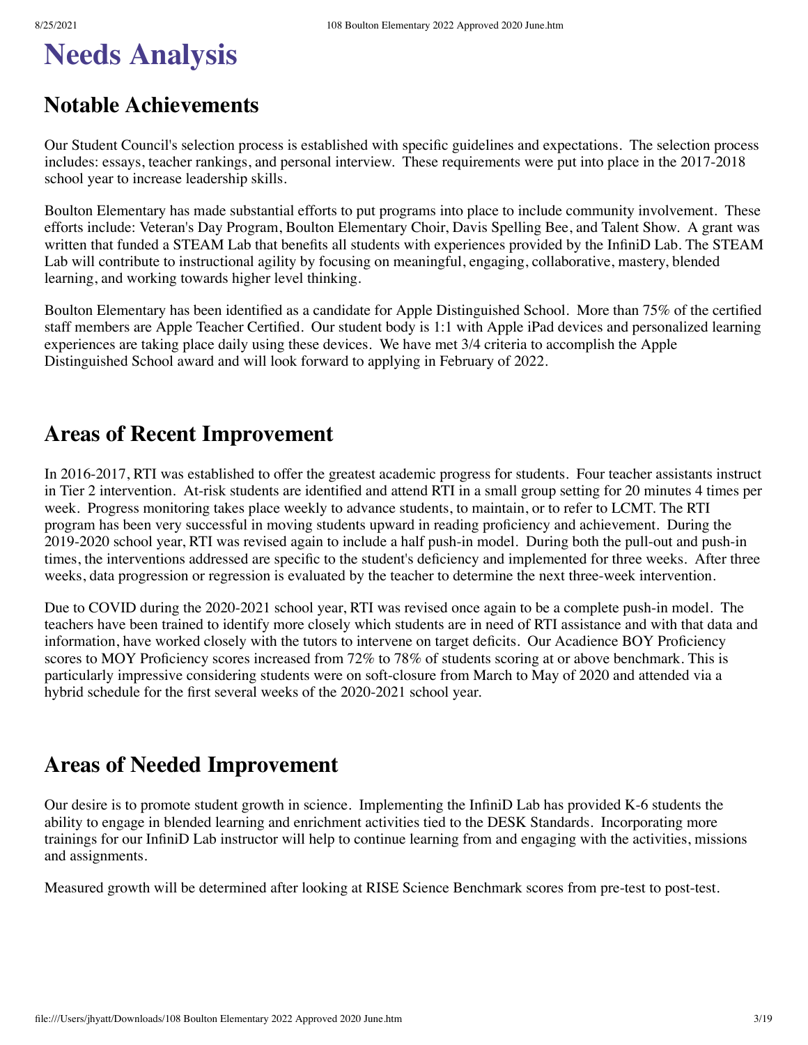# Needs Analysis

## Notable Achievements

Our Student Council's selection process is established with specific guidelines and expectations. The selection process includes: essays, teacher rankings, and personal interview. These requirements were put into place in the 2017-2018 school year to increase leadership skills.

Boulton Elementary has made substantial efforts to put programs into place to include community involvement. These efforts include: Veteran's Day Program, Boulton Elementary Choir, Davis Spelling Bee, and Talent Show. A grant was written that funded a STEAM Lab that benefits all students with experiences provided by the InfiniD Lab. The STEAM Lab will contribute to instructional agility by focusing on meaningful, engaging, collaborative, mastery, blended learning, and working towards higher level thinking.

Boulton Elementary has been identified as a candidate for Apple Distinguished School. More than 75% of the certified staff members are Apple Teacher Certified. Our student body is 1:1 with Apple iPad devices and personalized learning experiences are taking place daily using these devices. We have met 3/4 criteria to accomplish the Apple Distinguished School award and will look forward to applying in February of 2022.

## Areas of Recent Improvement

In 2016-2017, RTI was established to offer the greatest academic progress for students. Four teacher assistants instruct in Tier 2 intervention. At-risk students are identified and attend RTI in a small group setting for 20 minutes 4 times per week. Progress monitoring takes place weekly to advance students, to maintain, or to refer to LCMT. The RTI program has been very successful in moving students upward in reading proficiency and achievement. During the 2019-2020 school year, RTI was revised again to include a half push-in model. During both the pull-out and push-in times, the interventions addressed are specific to the student's deficiency and implemented for three weeks. After three weeks, data progression or regression is evaluated by the teacher to determine the next three-week intervention.

Due to COVID during the 2020-2021 school year, RTI was revised once again to be a complete push-in model. The teachers have been trained to identify more closely which students are in need of RTI assistance and with that data and information, have worked closely with the tutors to intervene on target deficits. Our Acadience BOY Proficiency scores to MOY Proficiency scores increased from 72% to 78% of students scoring at or above benchmark. This is particularly impressive considering students were on soft-closure from March to May of 2020 and attended via a hybrid schedule for the first several weeks of the 2020-2021 school year.

## Areas of Needed Improvement

Our desire is to promote student growth in science. Implementing the InfiniD Lab has provided K-6 students the ability to engage in blended learning and enrichment activities tied to the DESK Standards. Incorporating more trainings for our InfiniD Lab instructor will help to continue learning from and engaging with the activities, missions and assignments.

Measured growth will be determined after looking at RISE Science Benchmark scores from pre-test to post-test.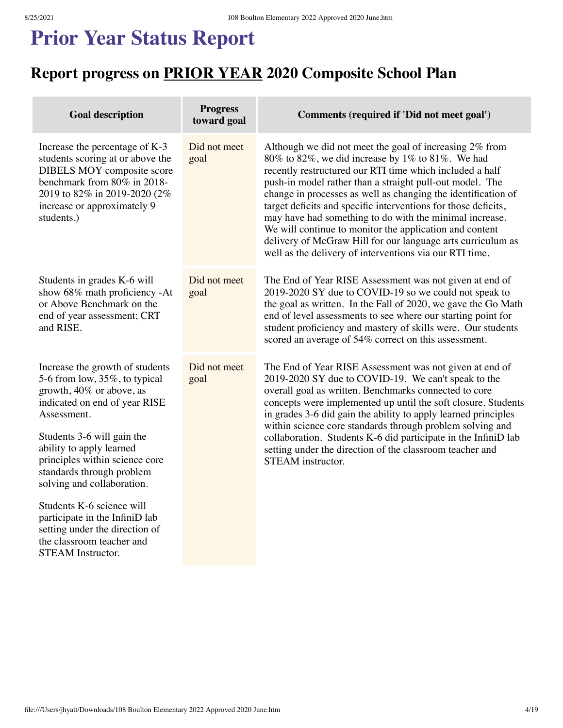# Prior Year Status Report

## Report progress on PRIOR YEAR 2020 Composite School Plan

| Goal description | Progress toward goal | Comments (required if 'Did not meet goal') |
|---|---|---|
| Increase the percentage of K-3 students scoring at or above the DIBELS MOY composite score benchmark from 80% in 2018-2019 to 82% in 2019-2020 (2% increase or approximately 9 students.) | Did not meet goal | Although we did not meet the goal of increasing 2% from 80% to 82%, we did increase by 1% to 81%. We had recently restructured our RTI time which included a half push-in model rather than a straight pull-out model. The change in processes as well as changing the identification of target deficits and specific interventions for those deficits, may have had something to do with the minimal increase. We will continue to monitor the application and content delivery of McGraw Hill for our language arts curriculum as well as the delivery of interventions via our RTI time. |
| Students in grades K-6 will show 68% math proficiency -At or Above Benchmark on the end of year assessment; CRT and RISE. | Did not meet goal | The End of Year RISE Assessment was not given at end of 2019-2020 SY due to COVID-19 so we could not speak to the goal as written. In the Fall of 2020, we gave the Go Math end of level assessments to see where our starting point for student proficiency and mastery of skills were. Our students scored an average of 54% correct on this assessment. |
| Increase the growth of students 5-6 from low, 35%, to typical growth, 40% or above, as indicated on end of year RISE Assessment.<br><br>Students 3-6 will gain the ability to apply learned principles within science core standards through problem solving and collaboration.<br><br>Students K-6 science will participate in the InfiniD lab setting under the direction of the classroom teacher and STEAM Instructor. | Did not meet goal | The End of Year RISE Assessment was not given at end of 2019-2020 SY due to COVID-19. We can't speak to the overall goal as written. Benchmarks connected to core concepts were implemented up until the soft closure. Students in grades 3-6 did gain the ability to apply learned principles within science core standards through problem solving and collaboration. Students K-6 did participate in the InfiniD lab setting under the direction of the classroom teacher and STEAM instructor. |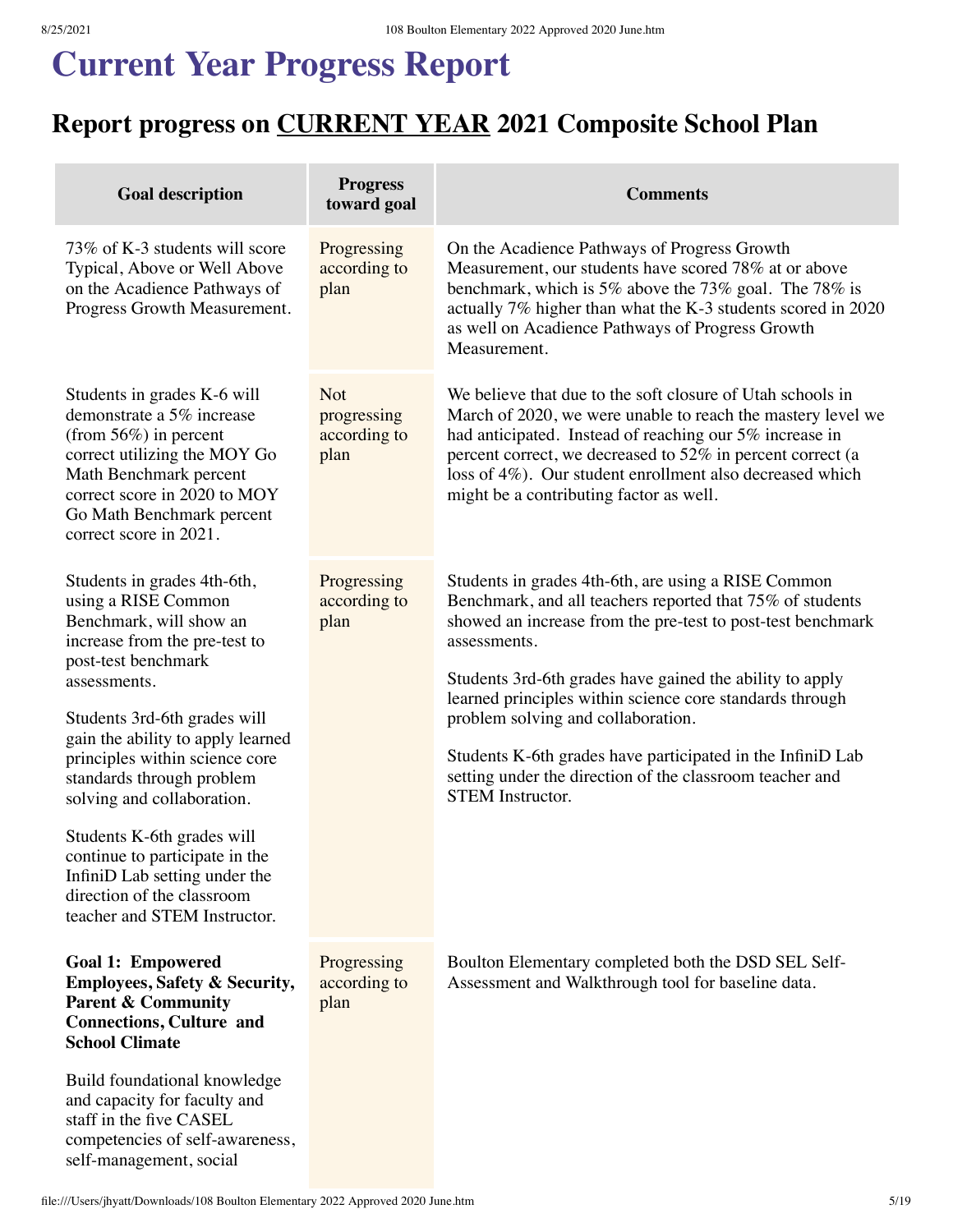# Current Year Progress Report

## Report progress on CURRENT YEAR 2021 Composite School Plan

| Goal description | Progress toward goal | Comments |
|---|---|---|
| 73% of K-3 students will score Typical, Above or Well Above on the Acadience Pathways of Progress Growth Measurement. | Progressing according to plan | On the Acadience Pathways of Progress Growth Measurement, our students have scored 78% at or above benchmark, which is 5% above the 73% goal. The 78% is actually 7% higher than what the K-3 students scored in 2020 as well on Acadience Pathways of Progress Growth Measurement. |
| Students in grades K-6 will demonstrate a 5% increase (from 56%) in percent correct utilizing the MOY Go Math Benchmark percent correct score in 2020 to MOY Go Math Benchmark percent correct score in 2021. | Not progressing according to plan | We believe that due to the soft closure of Utah schools in March of 2020, we were unable to reach the mastery level we had anticipated. Instead of reaching our 5% increase in percent correct, we decreased to 52% in percent correct (a loss of 4%). Our student enrollment also decreased which might be a contributing factor as well. |
| Students in grades 4th-6th, using a RISE Common Benchmark, will show an increase from the pre-test to post-test benchmark assessments.<br><br>Students 3rd-6th grades will gain the ability to apply learned principles within science core standards through problem solving and collaboration.<br><br>Students K-6th grades will continue to participate in the InfiniD Lab setting under the direction of the classroom teacher and STEM Instructor. | Progressing according to plan | Students in grades 4th-6th, are using a RISE Common Benchmark, and all teachers reported that 75% of students showed an increase from the pre-test to post-test benchmark assessments.<br><br>Students 3rd-6th grades have gained the ability to apply learned principles within science core standards through problem solving and collaboration.<br><br>Students K-6th grades have participated in the InfiniD Lab setting under the direction of the classroom teacher and STEM Instructor. |
| **Goal 1: Empowered Employees, Safety & Security, Parent & Community Connections, Culture and School Climate**<br><br>Build foundational knowledge and capacity for faculty and staff in the five CASEL competencies of self-awareness, self-management, social | Progressing according to plan | Boulton Elementary completed both the DSD SEL Self-Assessment and Walkthrough tool for baseline data. |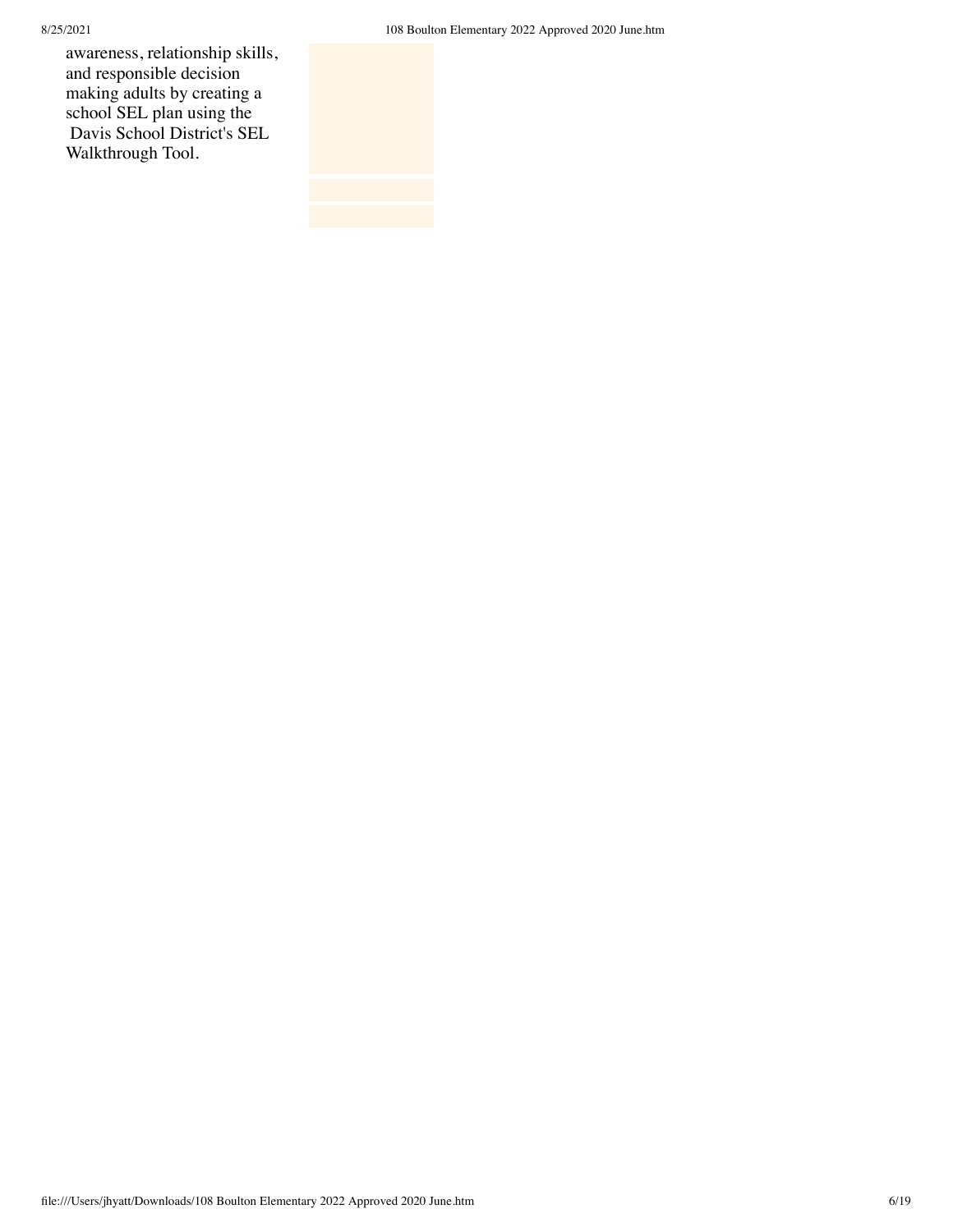awareness, relationship skills, and responsible decision making adults by creating a school SEL plan using the Davis School District's SEL Walkthrough Tool.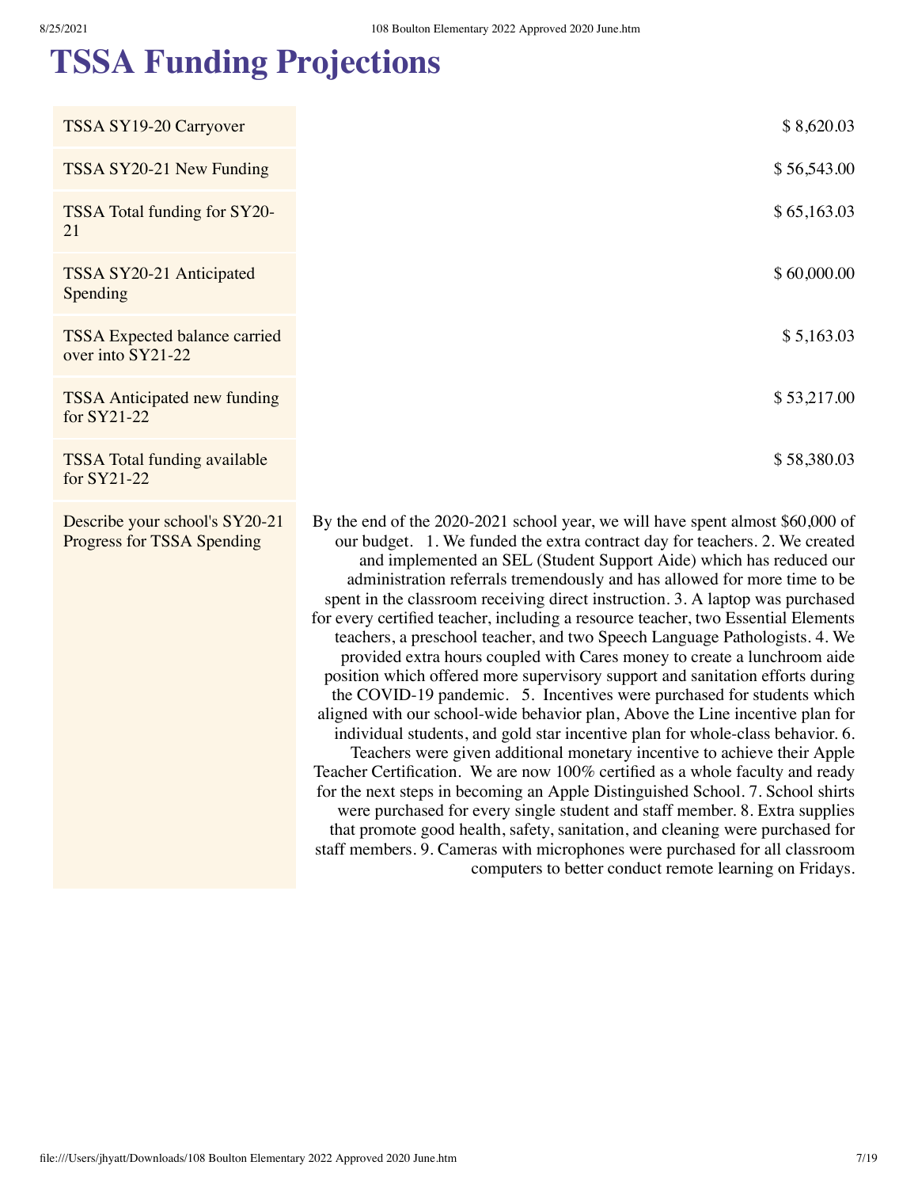# TSSA Funding Projections

| | |
|---|---|
| TSSA SY19-20 Carryover | $ 8,620.03 |
| TSSA SY20-21 New Funding | $ 56,543.00 |
| TSSA Total funding for SY20-21 | $ 65,163.03 |
| TSSA SY20-21 Anticipated Spending | $ 60,000.00 |
| TSSA Expected balance carried over into SY21-22 | $ 5,163.03 |
| TSSA Anticipated new funding for SY21-22 | $ 53,217.00 |
| TSSA Total funding available for SY21-22 | $ 58,380.03 |
| Describe your school's SY20-21 Progress for TSSA Spending | By the end of the 2020-2021 school year, we will have spent almost $60,000 of our budget. 1. We funded the extra contract day for teachers. 2. We created and implemented an SEL (Student Support Aide) which has reduced our administration referrals tremendously and has allowed for more time to be spent in the classroom receiving direct instruction. 3. A laptop was purchased for every certified teacher, including a resource teacher, two Essential Elements teachers, a preschool teacher, and two Speech Language Pathologists. 4. We provided extra hours coupled with Cares money to create a lunchroom aide position which offered more supervisory support and sanitation efforts during the COVID-19 pandemic. 5. Incentives were purchased for students which aligned with our school-wide behavior plan, Above the Line incentive plan for individual students, and gold star incentive plan for whole-class behavior. 6. Teachers were given additional monetary incentive to achieve their Apple Teacher Certification. We are now 100% certified as a whole faculty and ready for the next steps in becoming an Apple Distinguished School. 7. School shirts were purchased for every single student and staff member. 8. Extra supplies that promote good health, safety, sanitation, and cleaning were purchased for staff members. 9. Cameras with microphones were purchased for all classroom computers to better conduct remote learning on Fridays. |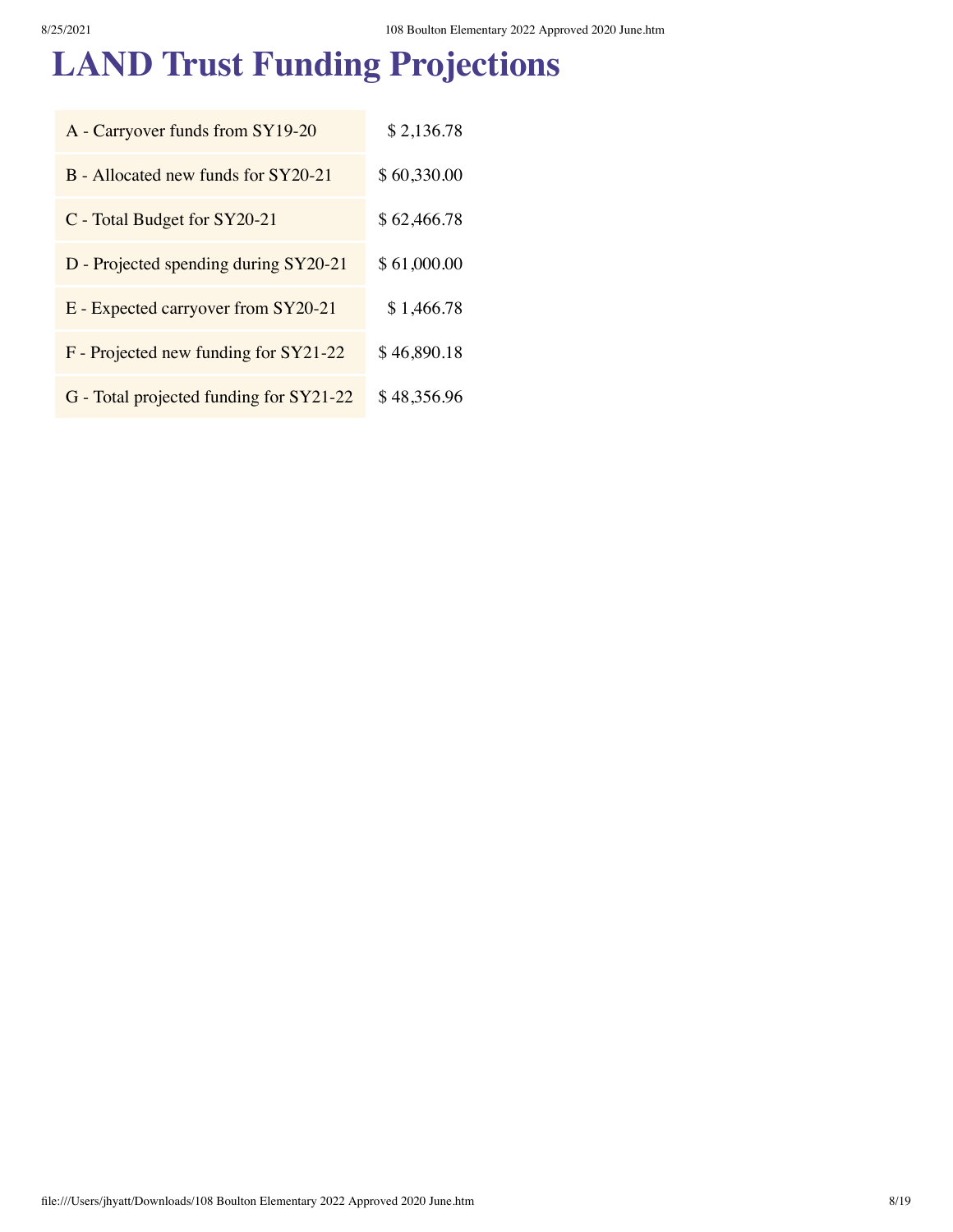# LAND Trust Funding Projections

| | |
|---|---|
| A - Carryover funds from SY19-20 | $ 2,136.78 |
| B - Allocated new funds for SY20-21 | $ 60,330.00 |
| C - Total Budget for SY20-21 | $ 62,466.78 |
| D - Projected spending during SY20-21 | $ 61,000.00 |
| E - Expected carryover from SY20-21 | $ 1,466.78 |
| F - Projected new funding for SY21-22 | $ 46,890.18 |
| G - Total projected funding for SY21-22 | $ 48,356.96 |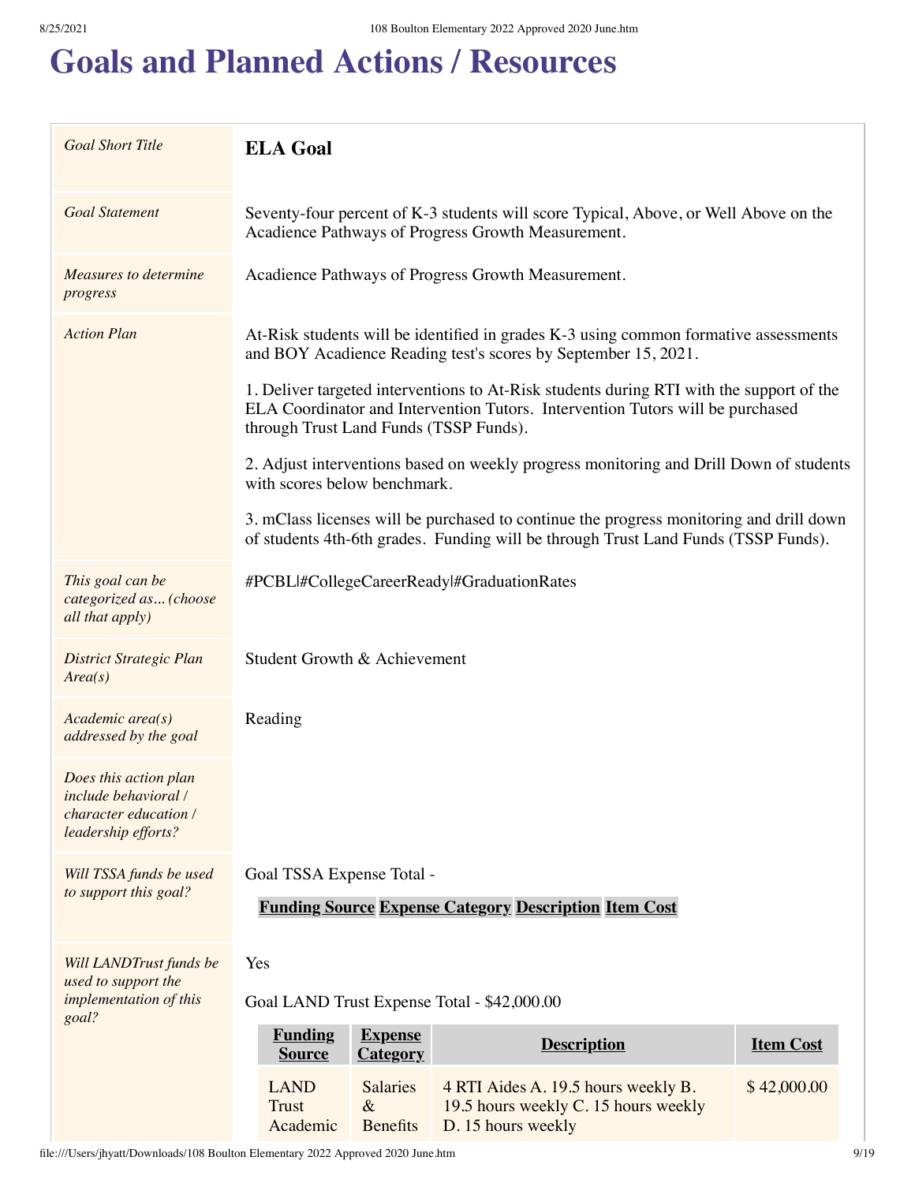# Goals and Planned Actions / Resources

| | |
|---|---|
| *Goal Short Title* | **ELA Goal** |
| *Goal Statement* | Seventy-four percent of K-3 students will score Typical, Above, or Well Above on the Acadience Pathways of Progress Growth Measurement. |
| *Measures to determine progress* | Acadience Pathways of Progress Growth Measurement. |
| *Action Plan* | At-Risk students will be identified in grades K-3 using common formative assessments and BOY Acadience Reading test's scores by September 15, 2021.<br><br>1. Deliver targeted interventions to At-Risk students during RTI with the support of the ELA Coordinator and Intervention Tutors. Intervention Tutors will be purchased through Trust Land Funds (TSSP Funds).<br><br>2. Adjust interventions based on weekly progress monitoring and Drill Down of students with scores below benchmark.<br><br>3. mClass licenses will be purchased to continue the progress monitoring and drill down of students 4th-6th grades. Funding will be through Trust Land Funds (TSSP Funds). |
| *This goal can be categorized as... (choose all that apply)* | #PCBL\|#CollegeCareerReady\|#GraduationRates |
| *District Strategic Plan Area(s)* | Student Growth & Achievement |
| *Academic area(s) addressed by the goal* | Reading |
| *Does this action plan include behavioral / character education / leadership efforts?* | |
| *Will TSSA funds be used to support this goal?* | Goal TSSA Expense Total -<br><br>**Funding Source** **Expense Category** **Description** **Item Cost** |
| *Will LANDTrust funds be used to support the implementation of this goal?* | Yes<br><br>Goal LAND Trust Expense Total - $42,000.00 |

| **Funding Source** | **Expense Category** | **Description** | **Item Cost** |
|---|---|---|---|
| LAND Trust Academic | Salaries & Benefits | 4 RTI Aides A. 19.5 hours weekly B. 19.5 hours weekly C. 15 hours weekly D. 15 hours weekly | $ 42,000.00 |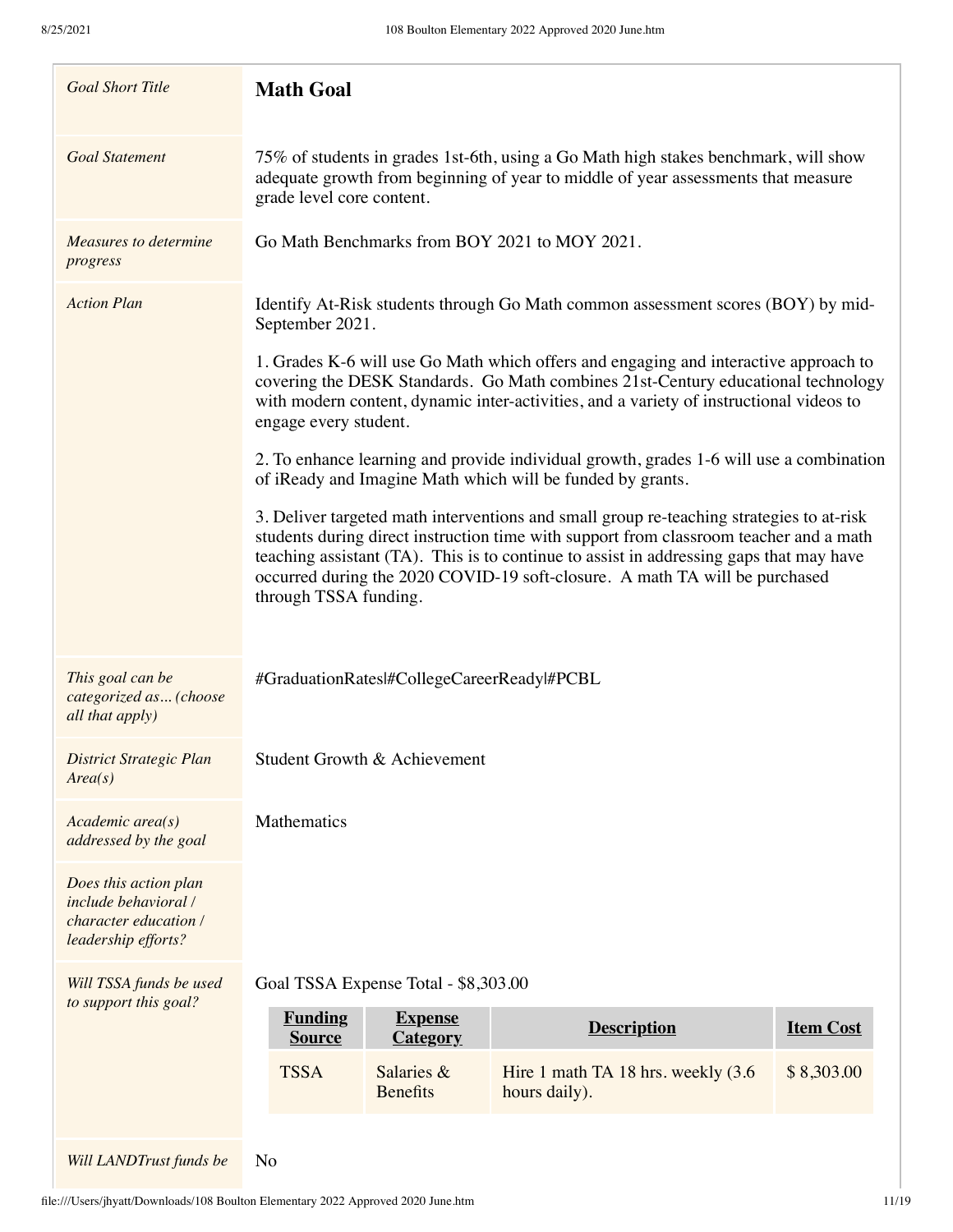| Goal Short Title | **Math Goal** |
|---|---|
| Goal Statement | 75% of students in grades 1st-6th, using a Go Math high stakes benchmark, will show adequate growth from beginning of year to middle of year assessments that measure grade level core content. |
| Measures to determine progress | Go Math Benchmarks from BOY 2021 to MOY 2021. |
| Action Plan | Identify At-Risk students through Go Math common assessment scores (BOY) by mid-September 2021.<br><br>1. Grades K-6 will use Go Math which offers and engaging and interactive approach to covering the DESK Standards. Go Math combines 21st-Century educational technology with modern content, dynamic inter-activities, and a variety of instructional videos to engage every student.<br><br>2. To enhance learning and provide individual growth, grades 1-6 will use a combination of iReady and Imagine Math which will be funded by grants.<br><br>3. Deliver targeted math interventions and small group re-teaching strategies to at-risk students during direct instruction time with support from classroom teacher and a math teaching assistant (TA). This is to continue to assist in addressing gaps that may have occurred during the 2020 COVID-19 soft-closure. A math TA will be purchased through TSSA funding. |
| This goal can be categorized as... (choose all that apply) | #GraduationRates\|#CollegeCareerReady\|#PCBL |
| District Strategic Plan Area(s) | Student Growth & Achievement |
| Academic area(s) addressed by the goal | Mathematics |
| Does this action plan include behavioral / character education / leadership efforts? | |
| Will TSSA funds be used to support this goal? | Goal TSSA Expense Total - $8,303.00 |
| Will LANDTrust funds be | No |

| Funding Source | Expense Category | Description | Item Cost |
|---|---|---|---|
| TSSA | Salaries & Benefits | Hire 1 math TA 18 hrs. weekly (3.6 hours daily). | $ 8,303.00 |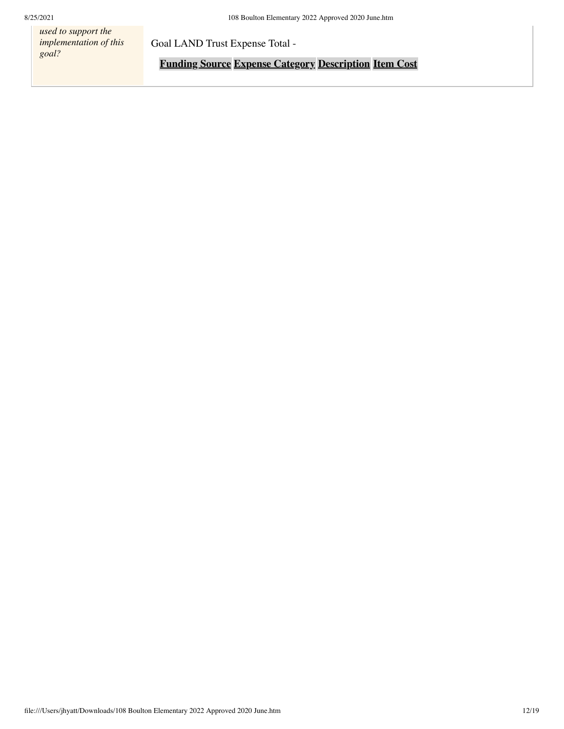| *used to support the implementation of this goal?* | Goal LAND Trust Expense Total - <br><br> **Funding Source** **Expense Category** **Description** **Item Cost** |
| --- | --- |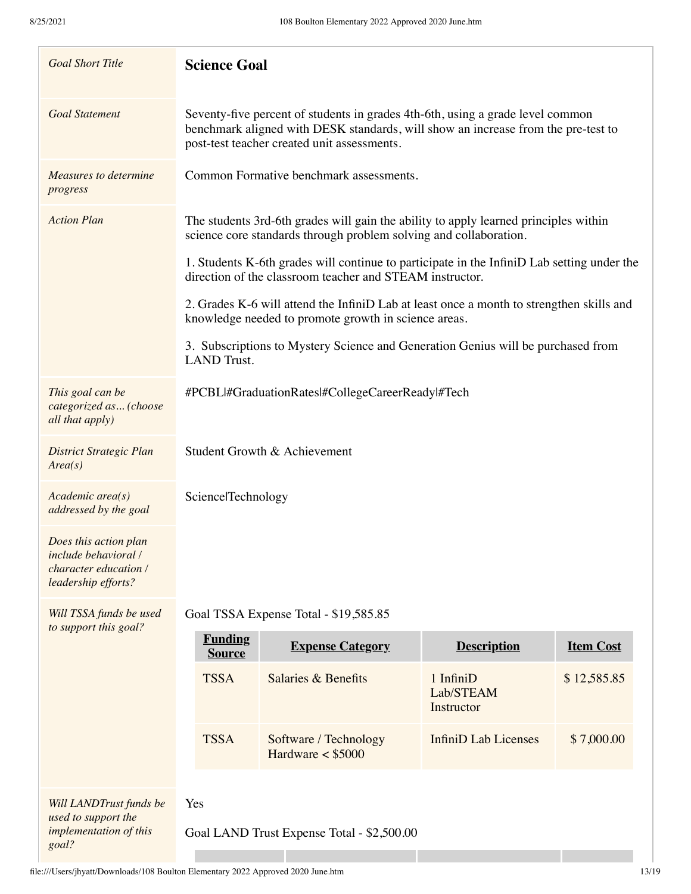| *Goal Short Title* | **Science Goal** |
|---|---|
| *Goal Statement* | Seventy-five percent of students in grades 4th-6th, using a grade level common benchmark aligned with DESK standards, will show an increase from the pre-test to post-test teacher created unit assessments. |
| *Measures to determine progress* | Common Formative benchmark assessments. |
| *Action Plan* | The students 3rd-6th grades will gain the ability to apply learned principles within science core standards through problem solving and collaboration.<br><br>1. Students K-6th grades will continue to participate in the InfiniD Lab setting under the direction of the classroom teacher and STEAM instructor.<br><br>2. Grades K-6 will attend the InfiniD Lab at least once a month to strengthen skills and knowledge needed to promote growth in science areas.<br><br>3. Subscriptions to Mystery Science and Generation Genius will be purchased from LAND Trust. |
| *This goal can be categorized as... (choose all that apply)* | #PCBL\|#GraduationRates\|#CollegeCareerReady\|#Tech |
| *District Strategic Plan Area(s)* | Student Growth & Achievement |
| *Academic area(s) addressed by the goal* | Science\|Technology |
| *Does this action plan include behavioral / character education / leadership efforts?* | |
| *Will TSSA funds be used to support this goal?* | Goal TSSA Expense Total - $19,585.85 |
| *Will LANDTrust funds be used to support the implementation of this goal?* | Yes<br><br>Goal LAND Trust Expense Total - $2,500.00 |

| Funding Source | Expense Category | Description | Item Cost |
|---|---|---|---|
| TSSA | Salaries & Benefits | 1 InfiniD Lab/STEAM Instructor | $ 12,585.85 |
| TSSA | Software / Technology Hardware < $5000 | InfiniD Lab Licenses | $ 7,000.00 |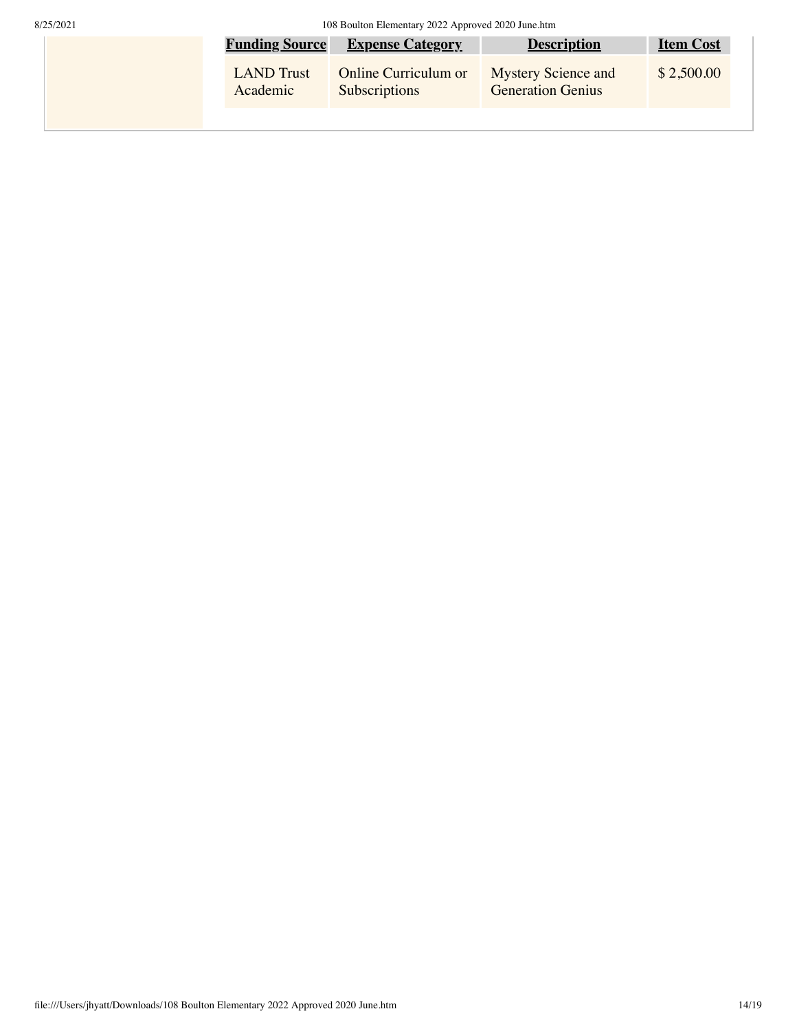| Funding Source | Expense Category | Description | Item Cost |
| --- | --- | --- | --- |
| LAND Trust Academic | Online Curriculum or Subscriptions | Mystery Science and Generation Genius | $ 2,500.00 |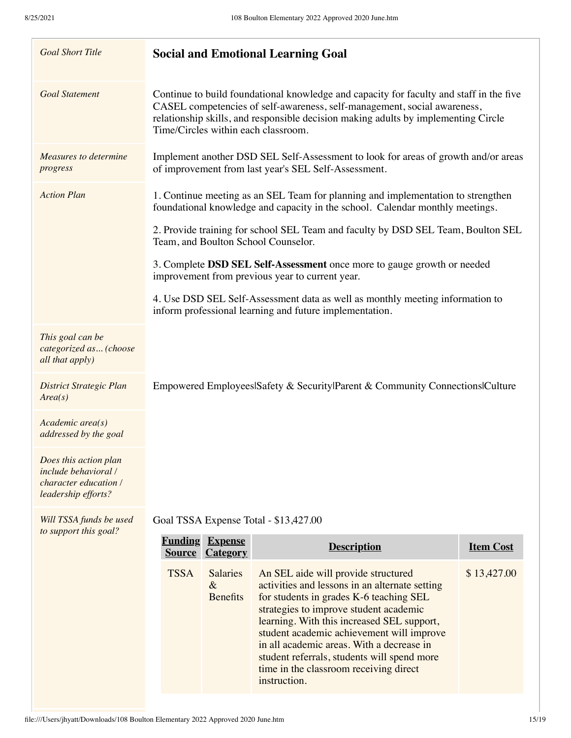| *Goal Short Title* | **Social and Emotional Learning Goal** |
|---|---|
| *Goal Statement* | Continue to build foundational knowledge and capacity for faculty and staff in the five CASEL competencies of self-awareness, self-management, social awareness, relationship skills, and responsible decision making adults by implementing Circle Time/Circles within each classroom. |
| *Measures to determine progress* | Implement another DSD SEL Self-Assessment to look for areas of growth and/or areas of improvement from last year's SEL Self-Assessment. |
| *Action Plan* | 1. Continue meeting as an SEL Team for planning and implementation to strengthen foundational knowledge and capacity in the school. Calendar monthly meetings.<br><br>2. Provide training for school SEL Team and faculty by DSD SEL Team, Boulton SEL Team, and Boulton School Counselor.<br><br>3. Complete **DSD SEL Self-Assessment** once more to gauge growth or needed improvement from previous year to current year.<br><br>4. Use DSD SEL Self-Assessment data as well as monthly meeting information to inform professional learning and future implementation. |
| *This goal can be categorized as... (choose all that apply)* | |
| *District Strategic Plan Area(s)* | Empowered Employees\|Safety & Security\|Parent & Community Connections\|Culture |
| *Academic area(s) addressed by the goal* | |
| *Does this action plan include behavioral / character education / leadership efforts?* | |
| *Will TSSA funds be used to support this goal?* | Goal TSSA Expense Total - $13,427.00 |

| Funding Source | Expense Category | Description | Item Cost |
|---|---|---|---|
| TSSA | Salaries & Benefits | An SEL aide will provide structured activities and lessons in an alternate setting for students in grades K-6 teaching SEL strategies to improve student academic learning. With this increased SEL support, student academic achievement will improve in all academic areas. With a decrease in student referrals, students will spend more time in the classroom receiving direct instruction. | $ 13,427.00 |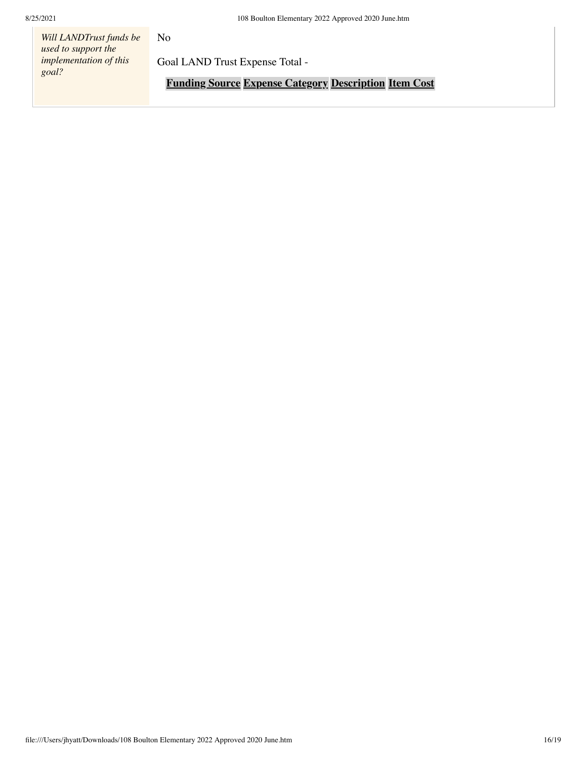| | |
|---|---|
| *Will LANDTrust funds be used to support the implementation of this goal?* | No<br><br>Goal LAND Trust Expense Total -<br><br>**Funding Source** **Expense Category** **Description** **Item Cost** |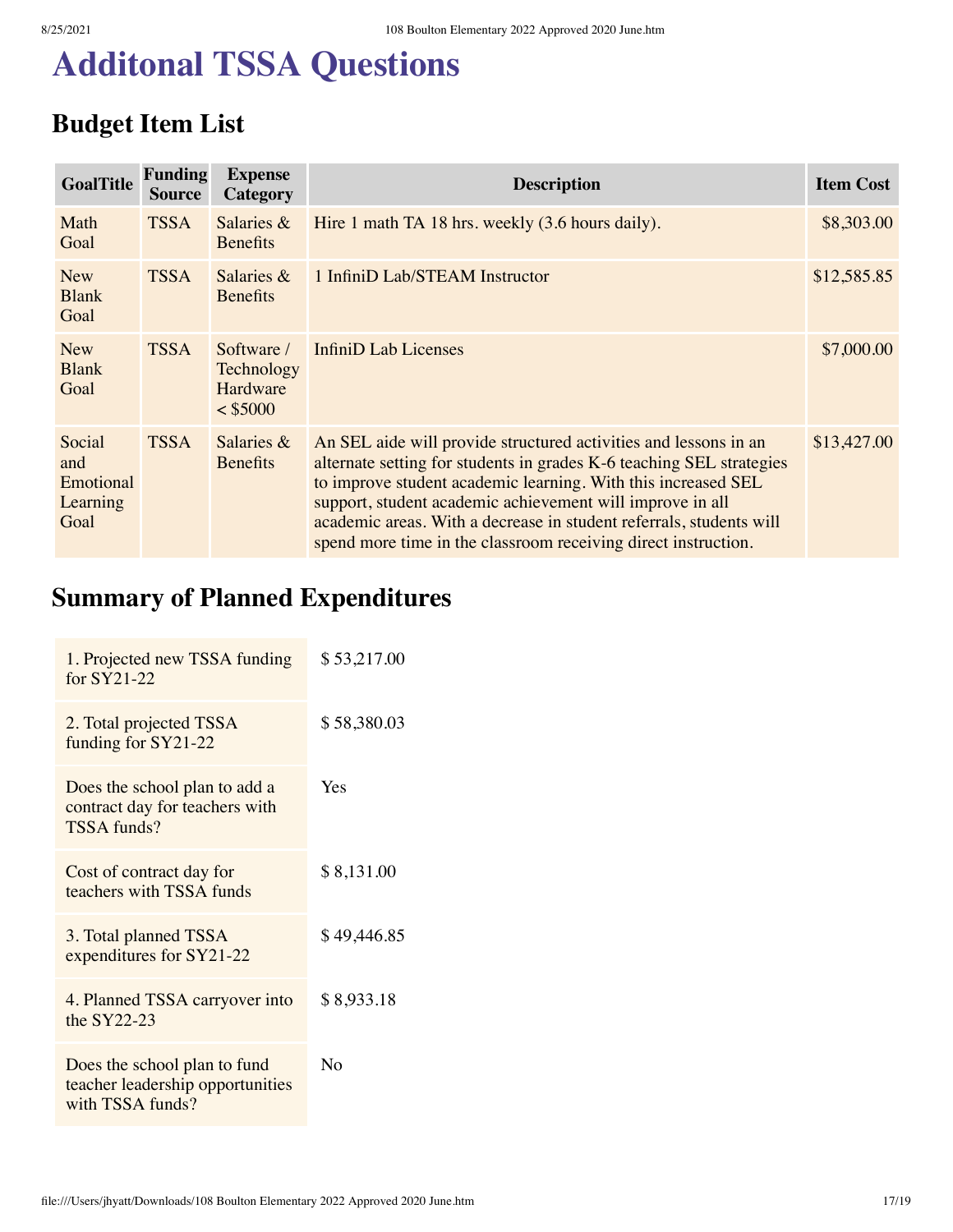# Additonal TSSA Questions

## Budget Item List

| GoalTitle | Funding Source | Expense Category | Description | Item Cost |
|---|---|---|---|---|
| Math Goal | TSSA | Salaries & Benefits | Hire 1 math TA 18 hrs. weekly (3.6 hours daily). | $8,303.00 |
| New Blank Goal | TSSA | Salaries & Benefits | 1 InfiniD Lab/STEAM Instructor | $12,585.85 |
| New Blank Goal | TSSA | Software / Technology Hardware < $5000 | InfiniD Lab Licenses | $7,000.00 |
| Social and Emotional Learning Goal | TSSA | Salaries & Benefits | An SEL aide will provide structured activities and lessons in an alternate setting for students in grades K-6 teaching SEL strategies to improve student academic learning. With this increased SEL support, student academic achievement will improve in all academic areas. With a decrease in student referrals, students will spend more time in the classroom receiving direct instruction. | $13,427.00 |

## Summary of Planned Expenditures

| | |
|---|---|
| 1. Projected new TSSA funding for SY21-22 | $ 53,217.00 |
| 2. Total projected TSSA funding for SY21-22 | $ 58,380.03 |
| Does the school plan to add a contract day for teachers with TSSA funds? | Yes |
| Cost of contract day for teachers with TSSA funds | $ 8,131.00 |
| 3. Total planned TSSA expenditures for SY21-22 | $ 49,446.85 |
| 4. Planned TSSA carryover into the SY22-23 | $ 8,933.18 |
| Does the school plan to fund teacher leadership opportunities with TSSA funds? | No |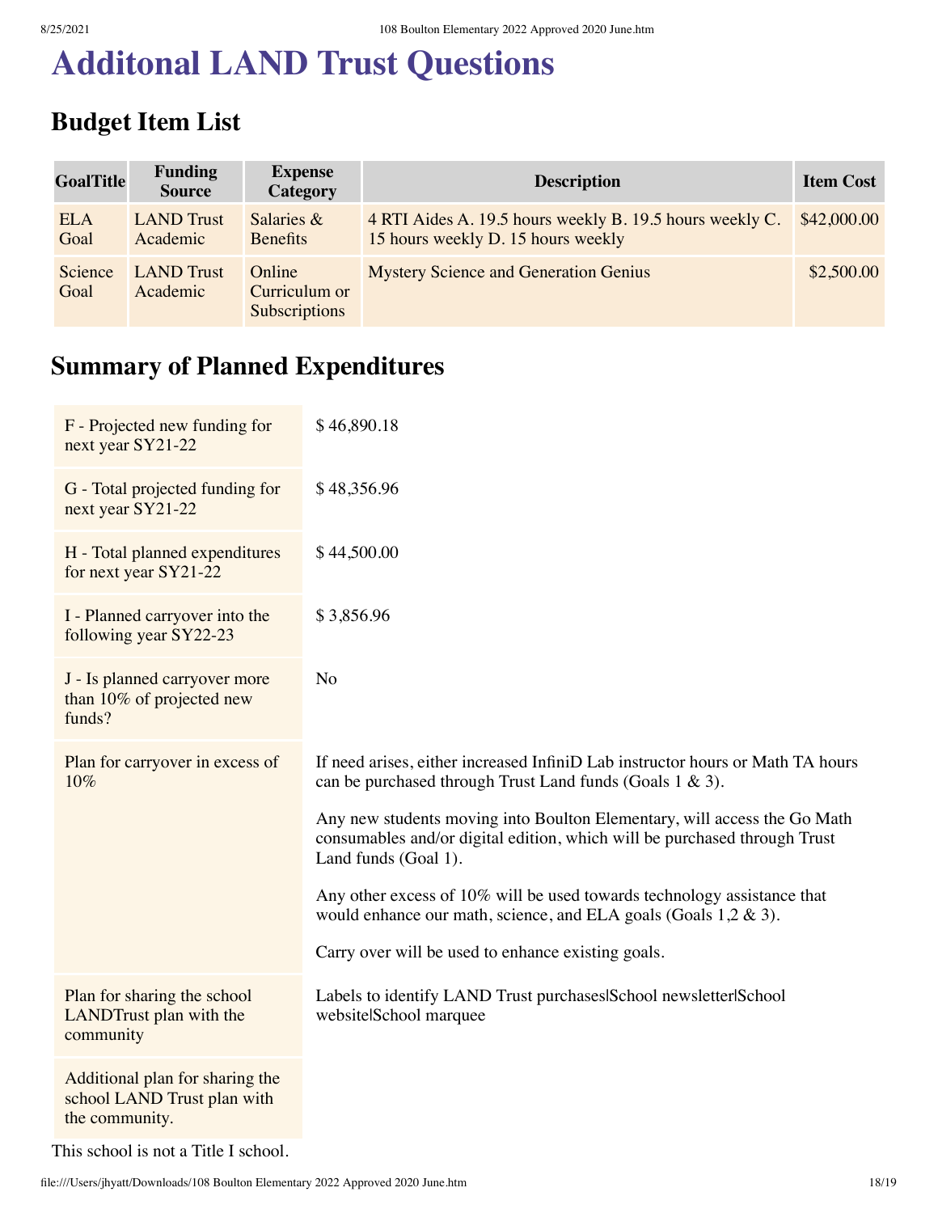# Additonal LAND Trust Questions

## Budget Item List

| GoalTitle | Funding Source | Expense Category | Description | Item Cost |
|---|---|---|---|---|
| ELA Goal | LAND Trust Academic | Salaries & Benefits | 4 RTI Aides A. 19.5 hours weekly B. 19.5 hours weekly C. 15 hours weekly D. 15 hours weekly | $42,000.00 |
| Science Goal | LAND Trust Academic | Online Curriculum or Subscriptions | Mystery Science and Generation Genius | $2,500.00 |

## Summary of Planned Expenditures

| | |
|---|---|
| F - Projected new funding for next year SY21-22 | $ 46,890.18 |
| G - Total projected funding for next year SY21-22 | $ 48,356.96 |
| H - Total planned expenditures for next year SY21-22 | $ 44,500.00 |
| I - Planned carryover into the following year SY22-23 | $ 3,856.96 |
| J - Is planned carryover more than 10% of projected new funds? | No |
| Plan for carryover in excess of 10% | If need arises, either increased InfiniD Lab instructor hours or Math TA hours can be purchased through Trust Land funds (Goals 1 & 3).<br><br>Any new students moving into Boulton Elementary, will access the Go Math consumables and/or digital edition, which will be purchased through Trust Land funds (Goal 1).<br><br>Any other excess of 10% will be used towards technology assistance that would enhance our math, science, and ELA goals (Goals 1,2 & 3).<br><br>Carry over will be used to enhance existing goals. |
| Plan for sharing the school LANDTrust plan with the community | Labels to identify LAND Trust purchases\|School newsletter\|School website\|School marquee |
| Additional plan for sharing the school LAND Trust plan with the community. | |

This school is not a Title I school.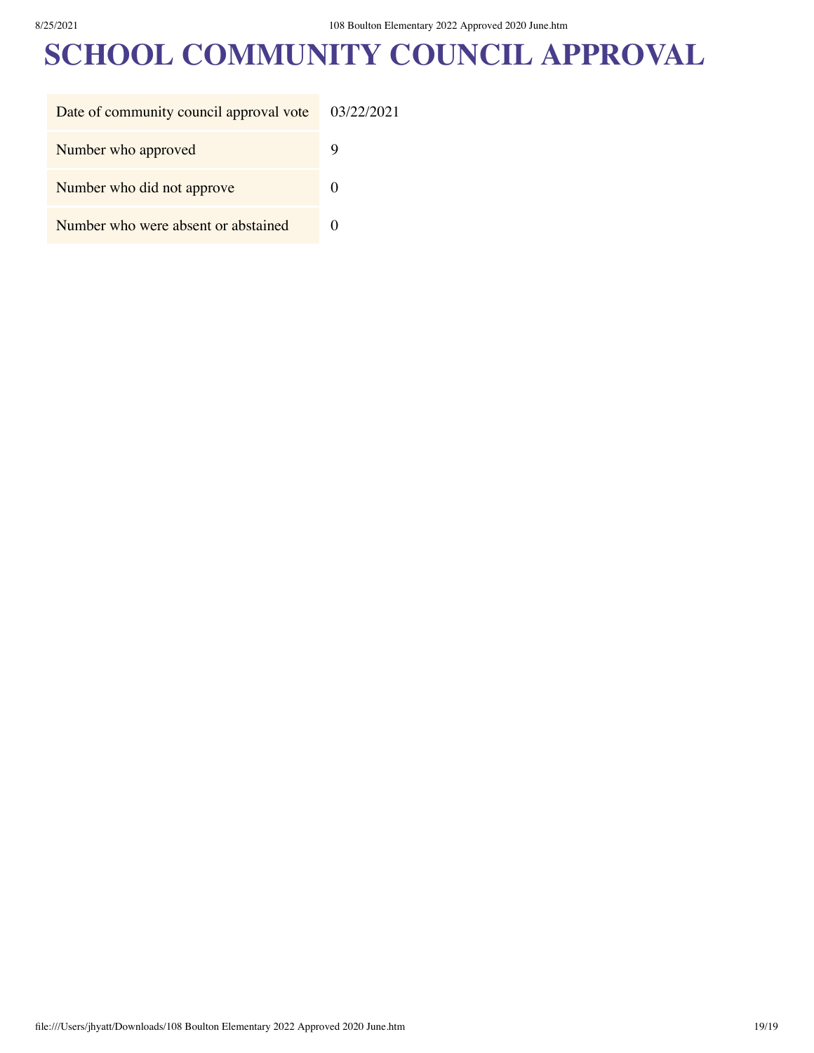# SCHOOL COMMUNITY COUNCIL APPROVAL

| | |
|---|---|
| Date of community council approval vote | 03/22/2021 |
| Number who approved | 9 |
| Number who did not approve | 0 |
| Number who were absent or abstained | 0 |